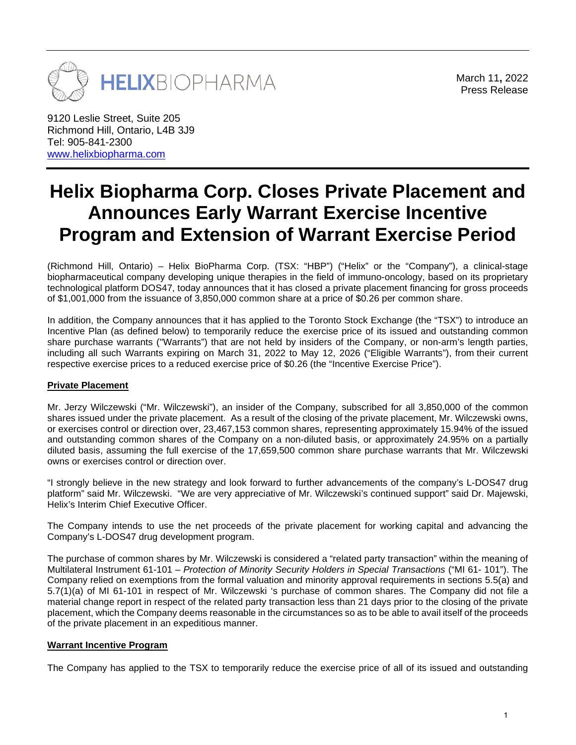HELIXBIOPHARMA

March 11, 2022
Press Release

9120 Leslie Street, Suite 205
Richmond Hill, Ontario, L4B 3J9
Tel: 905-841-2300
www.helixbiopharma.com

# Helix Biopharma Corp. Closes Private Placement and Announces Early Warrant Exercise Incentive Program and Extension of Warrant Exercise Period

(Richmond Hill, Ontario) – Helix BioPharma Corp. (TSX: "HBP") ("Helix" or the "Company"), a clinical-stage biopharmaceutical company developing unique therapies in the field of immuno-oncology, based on its proprietary technological platform DOS47, today announces that it has closed a private placement financing for gross proceeds of $1,001,000 from the issuance of 3,850,000 common share at a price of $0.26 per common share.

In addition, the Company announces that it has applied to the Toronto Stock Exchange (the "TSX") to introduce an Incentive Plan (as defined below) to temporarily reduce the exercise price of its issued and outstanding common share purchase warrants ("Warrants") that are not held by insiders of the Company, or non-arm's length parties, including all such Warrants expiring on March 31, 2022 to May 12, 2026 ("Eligible Warrants"), from their current respective exercise prices to a reduced exercise price of $0.26 (the "Incentive Exercise Price").

## Private Placement

Mr. Jerzy Wilczewski ("Mr. Wilczewski"), an insider of the Company, subscribed for all 3,850,000 of the common shares issued under the private placement. As a result of the closing of the private placement, Mr. Wilczewski owns, or exercises control or direction over, 23,467,153 common shares, representing approximately 15.94% of the issued and outstanding common shares of the Company on a non-diluted basis, or approximately 24.95% on a partially diluted basis, assuming the full exercise of the 17,659,500 common share purchase warrants that Mr. Wilczewski owns or exercises control or direction over.

"I strongly believe in the new strategy and look forward to further advancements of the company's L-DOS47 drug platform" said Mr. Wilczewski. "We are very appreciative of Mr. Wilczewski's continued support" said Dr. Majewski, Helix's Interim Chief Executive Officer.

The Company intends to use the net proceeds of the private placement for working capital and advancing the Company's L-DOS47 drug development program.

The purchase of common shares by Mr. Wilczewski is considered a "related party transaction" within the meaning of Multilateral Instrument 61-101 – *Protection of Minority Security Holders in Special Transactions* ("MI 61- 101"). The Company relied on exemptions from the formal valuation and minority approval requirements in sections 5.5(a) and 5.7(1)(a) of MI 61-101 in respect of Mr. Wilczewski 's purchase of common shares. The Company did not file a material change report in respect of the related party transaction less than 21 days prior to the closing of the private placement, which the Company deems reasonable in the circumstances so as to be able to avail itself of the proceeds of the private placement in an expeditious manner.

## Warrant Incentive Program

The Company has applied to the TSX to temporarily reduce the exercise price of all of its issued and outstanding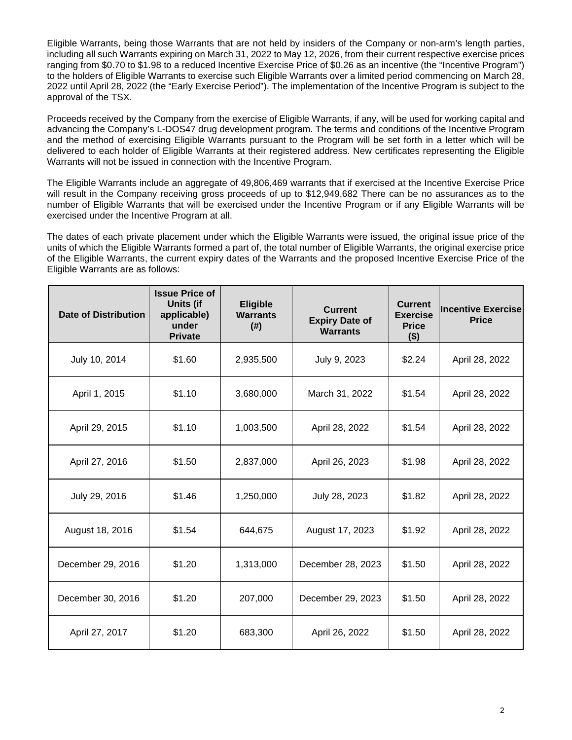Eligible Warrants, being those Warrants that are not held by insiders of the Company or non-arm's length parties, including all such Warrants expiring on March 31, 2022 to May 12, 2026, from their current respective exercise prices ranging from $0.70 to $1.98 to a reduced Incentive Exercise Price of $0.26 as an incentive (the "Incentive Program") to the holders of Eligible Warrants to exercise such Eligible Warrants over a limited period commencing on March 28, 2022 until April 28, 2022 (the "Early Exercise Period"). The implementation of the Incentive Program is subject to the approval of the TSX.

Proceeds received by the Company from the exercise of Eligible Warrants, if any, will be used for working capital and advancing the Company's L-DOS47 drug development program. The terms and conditions of the Incentive Program and the method of exercising Eligible Warrants pursuant to the Program will be set forth in a letter which will be delivered to each holder of Eligible Warrants at their registered address. New certificates representing the Eligible Warrants will not be issued in connection with the Incentive Program.

The Eligible Warrants include an aggregate of 49,806,469 warrants that if exercised at the Incentive Exercise Price will result in the Company receiving gross proceeds of up to $12,949,682 There can be no assurances as to the number of Eligible Warrants that will be exercised under the Incentive Program or if any Eligible Warrants will be exercised under the Incentive Program at all.

The dates of each private placement under which the Eligible Warrants were issued, the original issue price of the units of which the Eligible Warrants formed a part of, the total number of Eligible Warrants, the original exercise price of the Eligible Warrants, the current expiry dates of the Warrants and the proposed Incentive Exercise Price of the Eligible Warrants are as follows:

| Date of Distribution | Issue Price of Units (if applicable) under Private | Eligible Warrants (#) | Current Expiry Date of Warrants | Current Exercise Price ($) | Incentive Exercise Price |
|---|---|---|---|---|---|
| July 10, 2014 | $1.60 | 2,935,500 | July 9, 2023 | $2.24 | April 28, 2022 |
| April 1, 2015 | $1.10 | 3,680,000 | March 31, 2022 | $1.54 | April 28, 2022 |
| April 29, 2015 | $1.10 | 1,003,500 | April 28, 2022 | $1.54 | April 28, 2022 |
| April 27, 2016 | $1.50 | 2,837,000 | April 26, 2023 | $1.98 | April 28, 2022 |
| July 29, 2016 | $1.46 | 1,250,000 | July 28, 2023 | $1.82 | April 28, 2022 |
| August 18, 2016 | $1.54 | 644,675 | August 17, 2023 | $1.92 | April 28, 2022 |
| December 29, 2016 | $1.20 | 1,313,000 | December 28, 2023 | $1.50 | April 28, 2022 |
| December 30, 2016 | $1.20 | 207,000 | December 29, 2023 | $1.50 | April 28, 2022 |
| April 27, 2017 | $1.20 | 683,300 | April 26, 2022 | $1.50 | April 28, 2022 |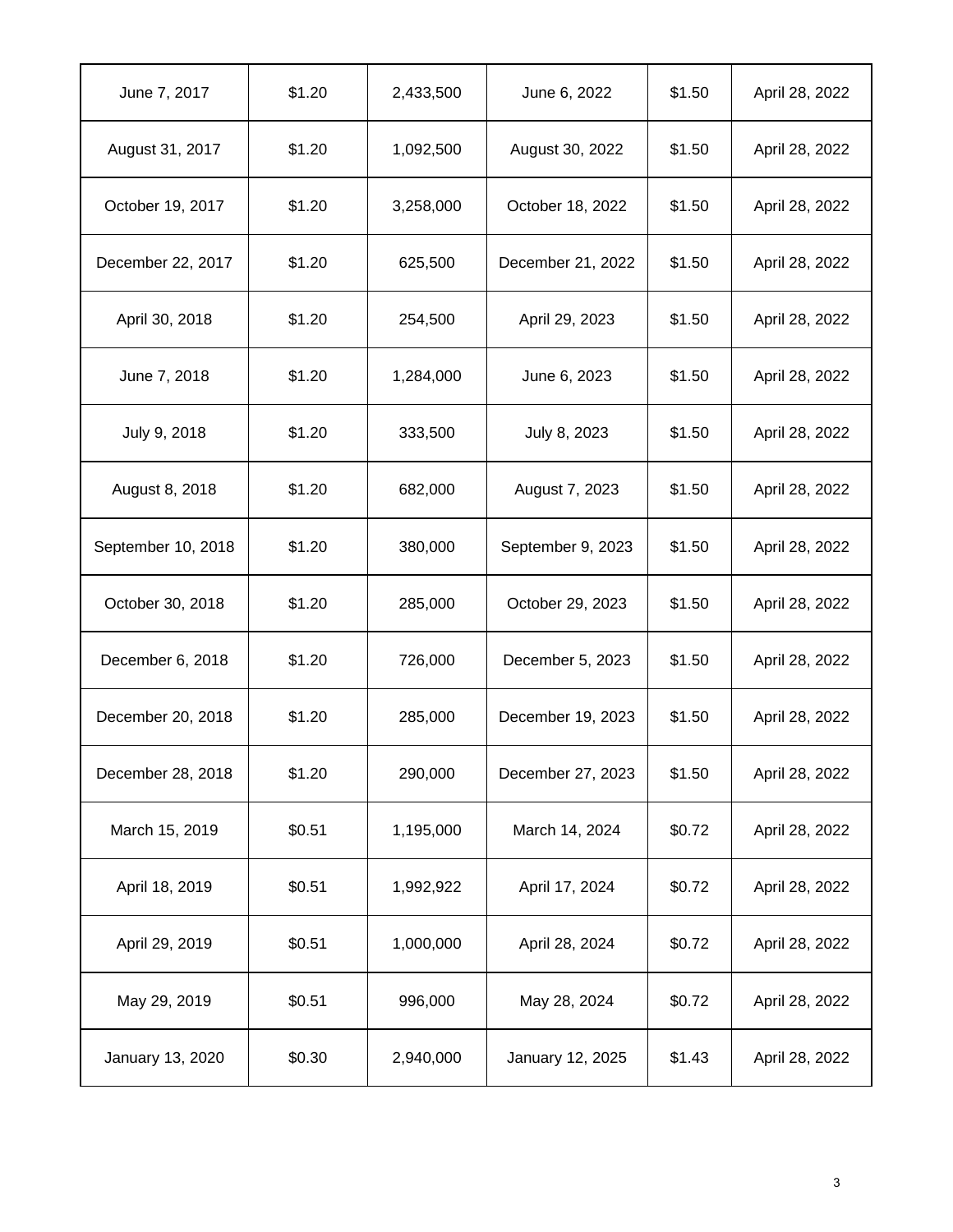| | | | | | |
|---|---|---|---|---|---|
| June 7, 2017 | $1.20 | 2,433,500 | June 6, 2022 | $1.50 | April 28, 2022 |
| August 31, 2017 | $1.20 | 1,092,500 | August 30, 2022 | $1.50 | April 28, 2022 |
| October 19, 2017 | $1.20 | 3,258,000 | October 18, 2022 | $1.50 | April 28, 2022 |
| December 22, 2017 | $1.20 | 625,500 | December 21, 2022 | $1.50 | April 28, 2022 |
| April 30, 2018 | $1.20 | 254,500 | April 29, 2023 | $1.50 | April 28, 2022 |
| June 7, 2018 | $1.20 | 1,284,000 | June 6, 2023 | $1.50 | April 28, 2022 |
| July 9, 2018 | $1.20 | 333,500 | July 8, 2023 | $1.50 | April 28, 2022 |
| August 8, 2018 | $1.20 | 682,000 | August 7, 2023 | $1.50 | April 28, 2022 |
| September 10, 2018 | $1.20 | 380,000 | September 9, 2023 | $1.50 | April 28, 2022 |
| October 30, 2018 | $1.20 | 285,000 | October 29, 2023 | $1.50 | April 28, 2022 |
| December 6, 2018 | $1.20 | 726,000 | December 5, 2023 | $1.50 | April 28, 2022 |
| December 20, 2018 | $1.20 | 285,000 | December 19, 2023 | $1.50 | April 28, 2022 |
| December 28, 2018 | $1.20 | 290,000 | December 27, 2023 | $1.50 | April 28, 2022 |
| March 15, 2019 | $0.51 | 1,195,000 | March 14, 2024 | $0.72 | April 28, 2022 |
| April 18, 2019 | $0.51 | 1,992,922 | April 17, 2024 | $0.72 | April 28, 2022 |
| April 29, 2019 | $0.51 | 1,000,000 | April 28, 2024 | $0.72 | April 28, 2022 |
| May 29, 2019 | $0.51 | 996,000 | May 28, 2024 | $0.72 | April 28, 2022 |
| January 13, 2020 | $0.30 | 2,940,000 | January 12, 2025 | $1.43 | April 28, 2022 |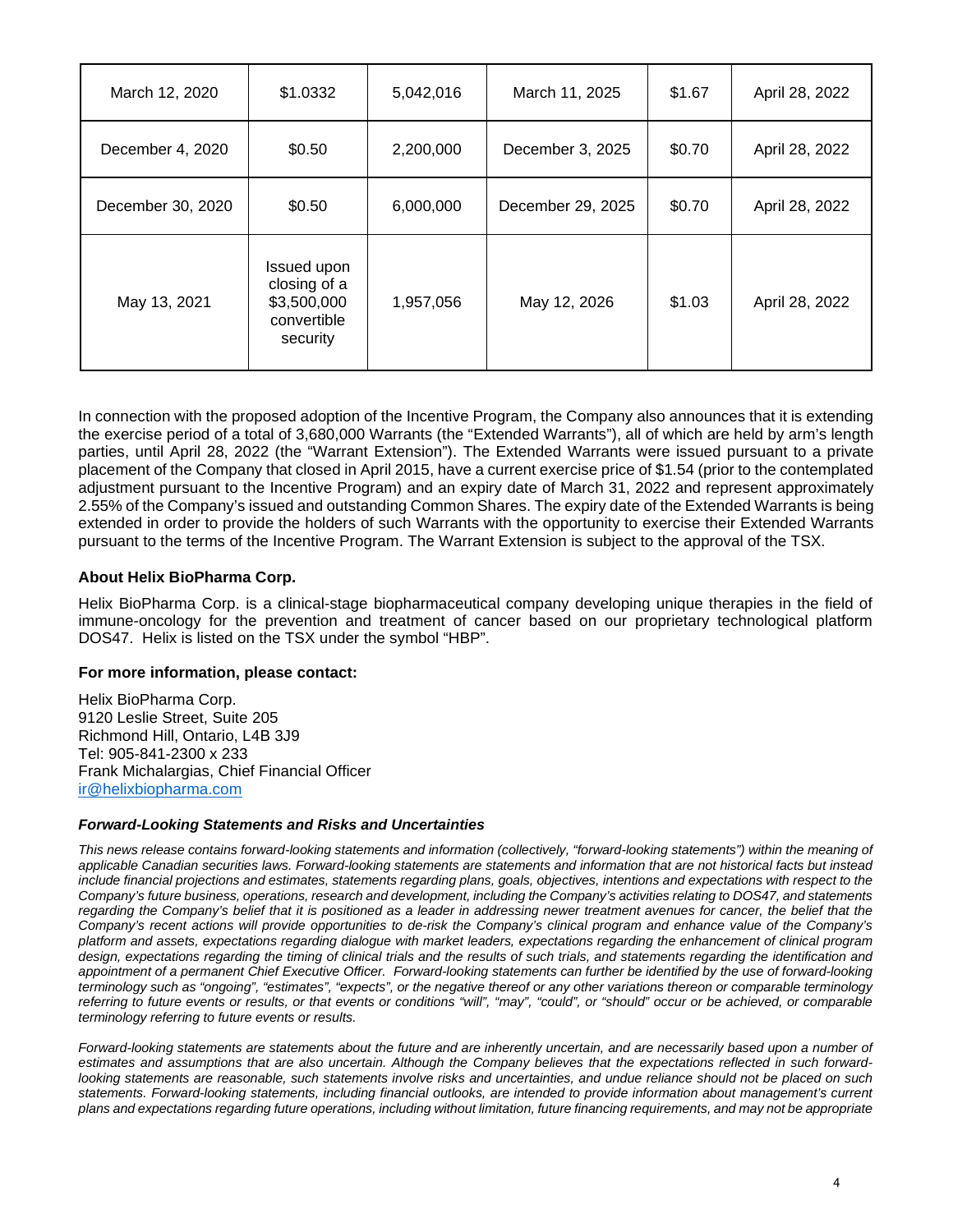| | | | | | |
|---|---|---|---|---|---|
| March 12, 2020 | $1.0332 | 5,042,016 | March 11, 2025 | $1.67 | April 28, 2022 |
| December 4, 2020 | $0.50 | 2,200,000 | December 3, 2025 | $0.70 | April 28, 2022 |
| December 30, 2020 | $0.50 | 6,000,000 | December 29, 2025 | $0.70 | April 28, 2022 |
| May 13, 2021 | Issued upon closing of a $3,500,000 convertible security | 1,957,056 | May 12, 2026 | $1.03 | April 28, 2022 |

In connection with the proposed adoption of the Incentive Program, the Company also announces that it is extending the exercise period of a total of 3,680,000 Warrants (the "Extended Warrants"), all of which are held by arm's length parties, until April 28, 2022 (the "Warrant Extension"). The Extended Warrants were issued pursuant to a private placement of the Company that closed in April 2015, have a current exercise price of $1.54 (prior to the contemplated adjustment pursuant to the Incentive Program) and an expiry date of March 31, 2022 and represent approximately 2.55% of the Company's issued and outstanding Common Shares. The expiry date of the Extended Warrants is being extended in order to provide the holders of such Warrants with the opportunity to exercise their Extended Warrants pursuant to the terms of the Incentive Program. The Warrant Extension is subject to the approval of the TSX.

**About Helix BioPharma Corp.**

Helix BioPharma Corp. is a clinical-stage biopharmaceutical company developing unique therapies in the field of immune-oncology for the prevention and treatment of cancer based on our proprietary technological platform DOS47. Helix is listed on the TSX under the symbol "HBP".

**For more information, please contact:**

Helix BioPharma Corp.
9120 Leslie Street, Suite 205
Richmond Hill, Ontario, L4B 3J9
Tel: 905-841-2300 x 233
Frank Michalargias, Chief Financial Officer
ir@helixbiopharma.com

***Forward-Looking Statements and Risks and Uncertainties***

*This news release contains forward-looking statements and information (collectively, "forward-looking statements") within the meaning of applicable Canadian securities laws. Forward-looking statements are statements and information that are not historical facts but instead include financial projections and estimates, statements regarding plans, goals, objectives, intentions and expectations with respect to the Company's future business, operations, research and development, including the Company's activities relating to DOS47, and statements regarding the Company's belief that it is positioned as a leader in addressing newer treatment avenues for cancer, the belief that the Company's recent actions will provide opportunities to de-risk the Company's clinical program and enhance value of the Company's platform and assets, expectations regarding dialogue with market leaders, expectations regarding the enhancement of clinical program design, expectations regarding the timing of clinical trials and the results of such trials, and statements regarding the identification and appointment of a permanent Chief Executive Officer. Forward-looking statements can further be identified by the use of forward-looking terminology such as "ongoing", "estimates", "expects", or the negative thereof or any other variations thereon or comparable terminology referring to future events or results, or that events or conditions "will", "may", "could", or "should" occur or be achieved, or comparable terminology referring to future events or results.*

*Forward-looking statements are statements about the future and are inherently uncertain, and are necessarily based upon a number of estimates and assumptions that are also uncertain. Although the Company believes that the expectations reflected in such forward-looking statements are reasonable, such statements involve risks and uncertainties, and undue reliance should not be placed on such statements. Forward-looking statements, including financial outlooks, are intended to provide information about management's current plans and expectations regarding future operations, including without limitation, future financing requirements, and may not be appropriate*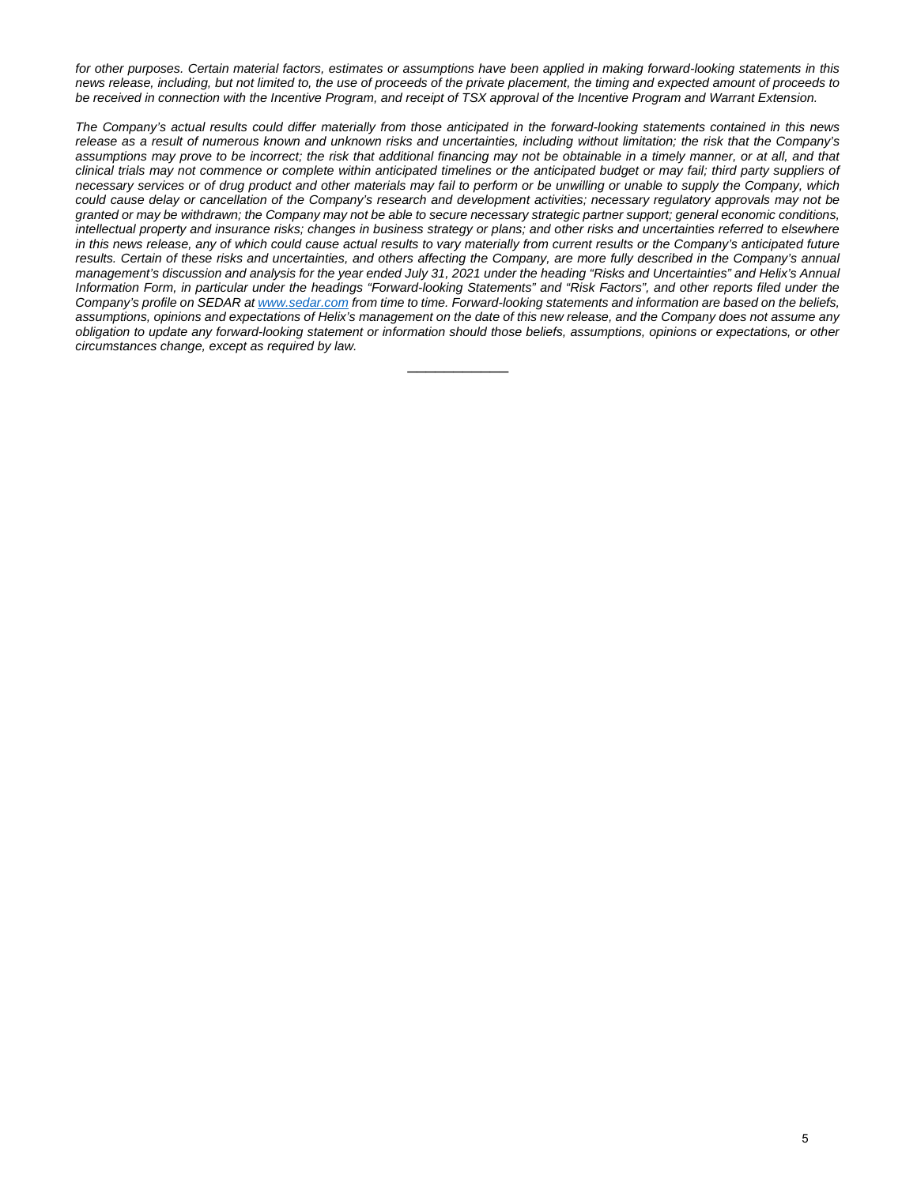*for other purposes. Certain material factors, estimates or assumptions have been applied in making forward-looking statements in this news release, including, but not limited to, the use of proceeds of the private placement, the timing and expected amount of proceeds to be received in connection with the Incentive Program, and receipt of TSX approval of the Incentive Program and Warrant Extension.*

*The Company's actual results could differ materially from those anticipated in the forward-looking statements contained in this news release as a result of numerous known and unknown risks and uncertainties, including without limitation; the risk that the Company's assumptions may prove to be incorrect; the risk that additional financing may not be obtainable in a timely manner, or at all, and that clinical trials may not commence or complete within anticipated timelines or the anticipated budget or may fail; third party suppliers of necessary services or of drug product and other materials may fail to perform or be unwilling or unable to supply the Company, which could cause delay or cancellation of the Company's research and development activities; necessary regulatory approvals may not be granted or may be withdrawn; the Company may not be able to secure necessary strategic partner support; general economic conditions, intellectual property and insurance risks; changes in business strategy or plans; and other risks and uncertainties referred to elsewhere in this news release, any of which could cause actual results to vary materially from current results or the Company's anticipated future results. Certain of these risks and uncertainties, and others affecting the Company, are more fully described in the Company's annual management's discussion and analysis for the year ended July 31, 2021 under the heading "Risks and Uncertainties" and Helix's Annual Information Form, in particular under the headings "Forward-looking Statements" and "Risk Factors", and other reports filed under the Company's profile on SEDAR at [www.sedar.com](http://www.sedar.com) from time to time. Forward-looking statements and information are based on the beliefs, assumptions, opinions and expectations of Helix's management on the date of this new release, and the Company does not assume any obligation to update any forward-looking statement or information should those beliefs, assumptions, opinions or expectations, or other circumstances change, except as required by law.*

---